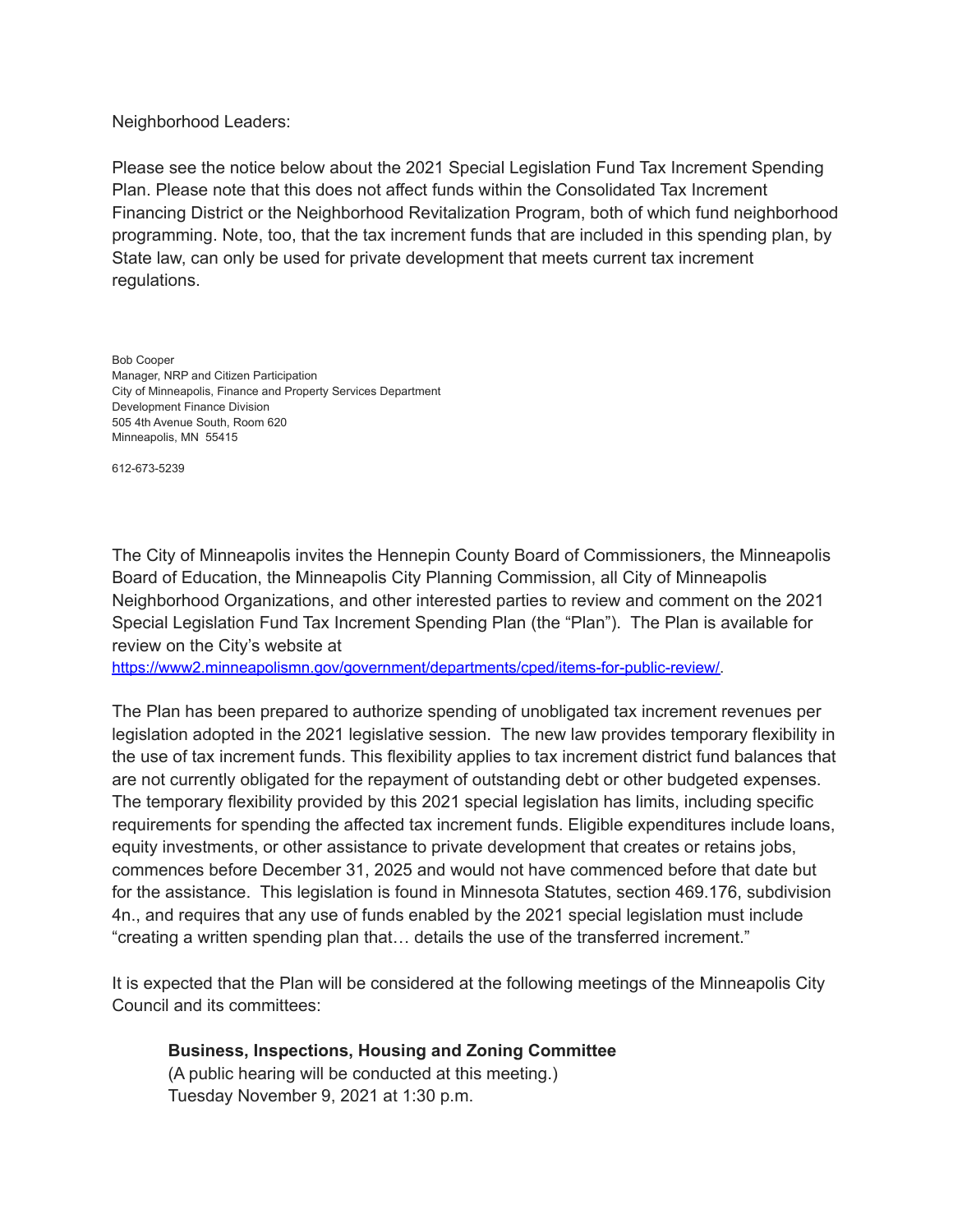Neighborhood Leaders:

Please see the notice below about the 2021 Special Legislation Fund Tax Increment Spending Plan. Please note that this does not affect funds within the Consolidated Tax Increment Financing District or the Neighborhood Revitalization Program, both of which fund neighborhood programming. Note, too, that the tax increment funds that are included in this spending plan, by State law, can only be used for private development that meets current tax increment regulations.

Bob Cooper
Manager, NRP and Citizen Participation
City of Minneapolis, Finance and Property Services Department
Development Finance Division
505 4th Avenue South, Room 620
Minneapolis, MN 55415

612-673-5239

The City of Minneapolis invites the Hennepin County Board of Commissioners, the Minneapolis Board of Education, the Minneapolis City Planning Commission, all City of Minneapolis Neighborhood Organizations, and other interested parties to review and comment on the 2021 Special Legislation Fund Tax Increment Spending Plan (the "Plan"). The Plan is available for review on the City's website at https://www2.minneapolismn.gov/government/departments/cped/items-for-public-review/.

The Plan has been prepared to authorize spending of unobligated tax increment revenues per legislation adopted in the 2021 legislative session. The new law provides temporary flexibility in the use of tax increment funds. This flexibility applies to tax increment district fund balances that are not currently obligated for the repayment of outstanding debt or other budgeted expenses. The temporary flexibility provided by this 2021 special legislation has limits, including specific requirements for spending the affected tax increment funds. Eligible expenditures include loans, equity investments, or other assistance to private development that creates or retains jobs, commences before December 31, 2025 and would not have commenced before that date but for the assistance. This legislation is found in Minnesota Statutes, section 469.176, subdivision 4n., and requires that any use of funds enabled by the 2021 special legislation must include "creating a written spending plan that… details the use of the transferred increment."

It is expected that the Plan will be considered at the following meetings of the Minneapolis City Council and its committees:

**Business, Inspections, Housing and Zoning Committee**
(A public hearing will be conducted at this meeting.)
Tuesday November 9, 2021 at 1:30 p.m.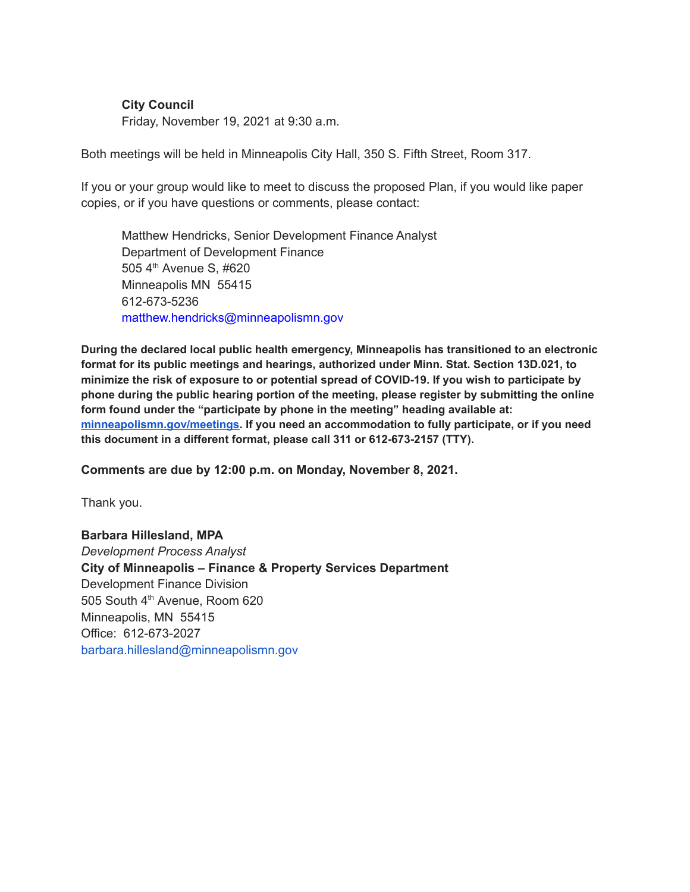**City Council**
Friday, November 19, 2021 at 9:30 a.m.

Both meetings will be held in Minneapolis City Hall, 350 S. Fifth Street, Room 317.

If you or your group would like to meet to discuss the proposed Plan, if you would like paper copies, or if you have questions or comments, please contact:

Matthew Hendricks, Senior Development Finance Analyst
Department of Development Finance
505 4th Avenue S, #620
Minneapolis MN 55415
612-673-5236
matthew.hendricks@minneapolismn.gov

**During the declared local public health emergency, Minneapolis has transitioned to an electronic format for its public meetings and hearings, authorized under Minn. Stat. Section 13D.021, to minimize the risk of exposure to or potential spread of COVID-19. If you wish to participate by phone during the public hearing portion of the meeting, please register by submitting the online form found under the "participate by phone in the meeting" heading available at: minneapolismn.gov/meetings. If you need an accommodation to fully participate, or if you need this document in a different format, please call 311 or 612-673-2157 (TTY).**

**Comments are due by 12:00 p.m. on Monday, November 8, 2021.**

Thank you.

**Barbara Hillesland, MPA**
*Development Process Analyst*
**City of Minneapolis – Finance & Property Services Department**
Development Finance Division
505 South 4th Avenue, Room 620
Minneapolis, MN 55415
Office: 612-673-2027
barbara.hillesland@minneapolismn.gov